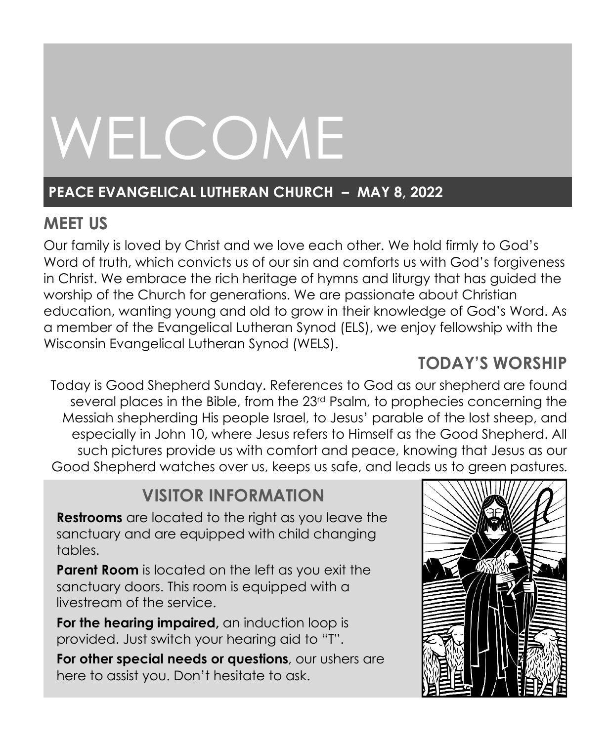# WELCOME

**PEACE EVANGELICAL LUTHERAN CHURCH – MAY 8, 2022**

## MEET US

Our family is loved by Christ and we love each other. We hold firmly to God's Word of truth, which convicts us of our sin and comforts us with God's forgiveness in Christ. We embrace the rich heritage of hymns and liturgy that has guided the worship of the Church for generations. We are passionate about Christian education, wanting young and old to grow in their knowledge of God's Word. As a member of the Evangelical Lutheran Synod (ELS), we enjoy fellowship with the Wisconsin Evangelical Lutheran Synod (WELS).

## TODAY'S WORSHIP

Today is Good Shepherd Sunday. References to God as our shepherd are found several places in the Bible, from the 23rd Psalm, to prophecies concerning the Messiah shepherding His people Israel, to Jesus' parable of the lost sheep, and especially in John 10, where Jesus refers to Himself as the Good Shepherd. All such pictures provide us with comfort and peace, knowing that Jesus as our Good Shepherd watches over us, keeps us safe, and leads us to green pastures.

## VISITOR INFORMATION

**Restrooms** are located to the right as you leave the sanctuary and are equipped with child changing tables.

**Parent Room** is located on the left as you exit the sanctuary doors. This room is equipped with a livestream of the service.

**For the hearing impaired,** an induction loop is provided. Just switch your hearing aid to "T".

**For other special needs or questions**, our ushers are here to assist you. Don't hesitate to ask.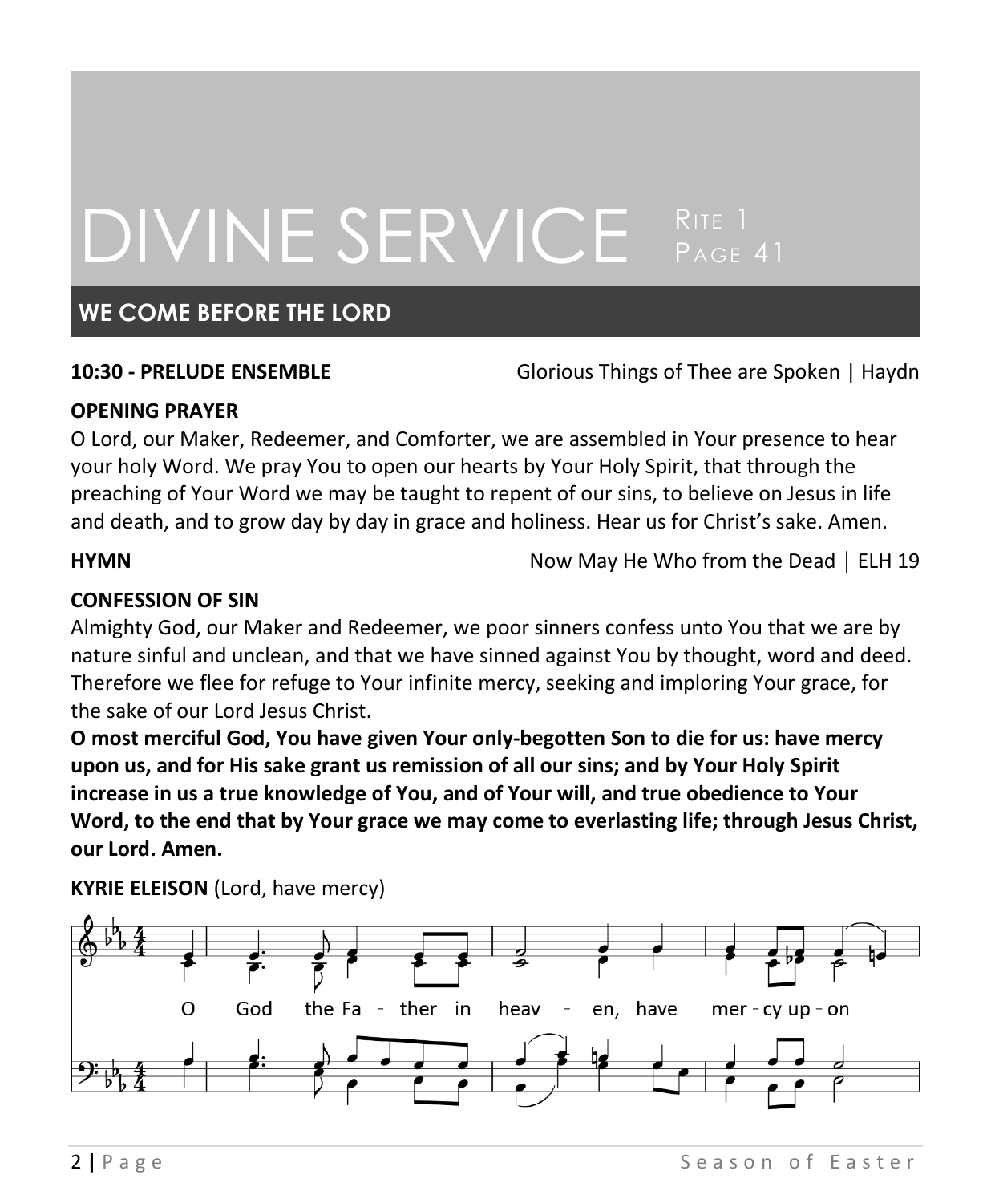# DIVINE SERVICE

Rite 1
Page 41

## WE COME BEFORE THE LORD

**10:30 - PRELUDE ENSEMBLE** Glorious Things of Thee are Spoken | Haydn

**OPENING PRAYER**

O Lord, our Maker, Redeemer, and Comforter, we are assembled in Your presence to hear your holy Word. We pray You to open our hearts by Your Holy Spirit, that through the preaching of Your Word we may be taught to repent of our sins, to believe on Jesus in life and death, and to grow day by day in grace and holiness. Hear us for Christ's sake. Amen.

**HYMN** Now May He Who from the Dead | ELH 19

**CONFESSION OF SIN**

Almighty God, our Maker and Redeemer, we poor sinners confess unto You that we are by nature sinful and unclean, and that we have sinned against You by thought, word and deed. Therefore we flee for refuge to Your infinite mercy, seeking and imploring Your grace, for the sake of our Lord Jesus Christ.

**O most merciful God, You have given Your only-begotten Son to die for us: have mercy upon us, and for His sake grant us remission of all our sins; and by Your Holy Spirit increase in us a true knowledge of You, and of Your will, and true obedience to Your Word, to the end that by Your grace we may come to everlasting life; through Jesus Christ, our Lord. Amen.**

**KYRIE ELEISON** (Lord, have mercy)

O God the Father in heaven, have mercy upon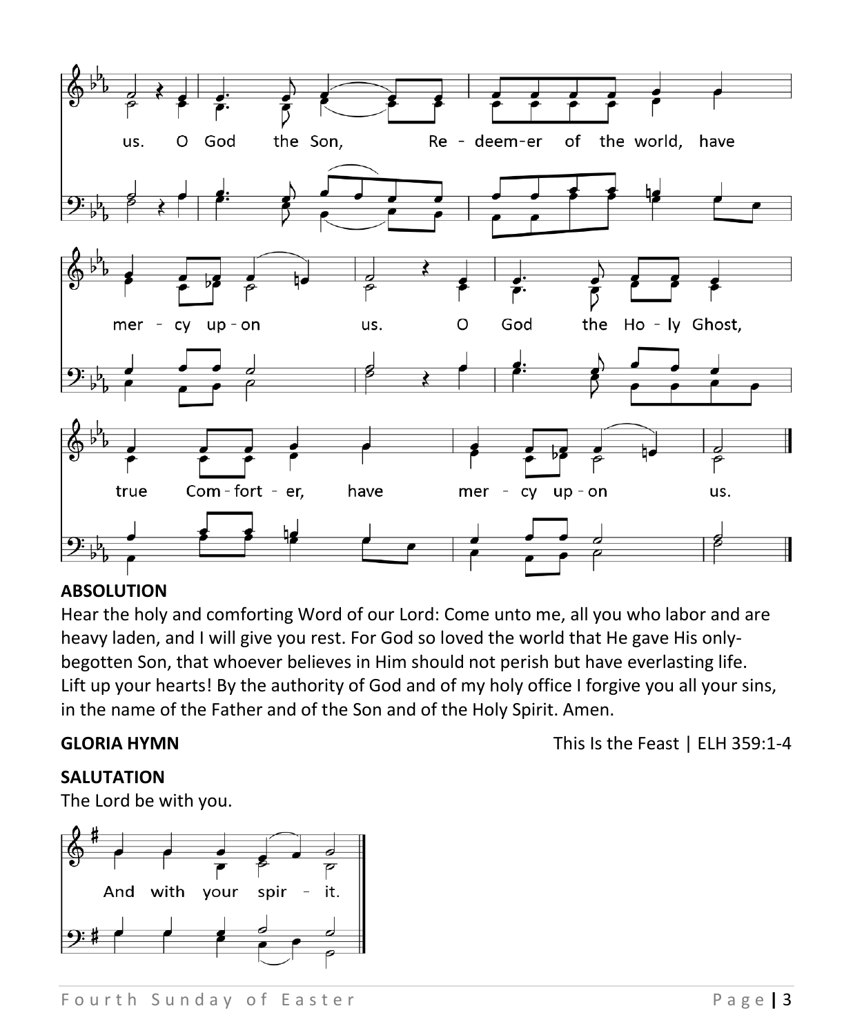us. O God the Son, Re - deem-er of the world, have mer - cy up - on us. O God the Ho - ly Ghost, true Com - fort - er, have mer - cy up - on us.

**ABSOLUTION**

Hear the holy and comforting Word of our Lord: Come unto me, all you who labor and are heavy laden, and I will give you rest. For God so loved the world that He gave His only-begotten Son, that whoever believes in Him should not perish but have everlasting life. Lift up your hearts! By the authority of God and of my holy office I forgive you all your sins, in the name of the Father and of the Son and of the Holy Spirit. Amen.

**GLORIA HYMN** This Is the Feast | ELH 359:1-4

**SALUTATION**

The Lord be with you.

And with your spir - it.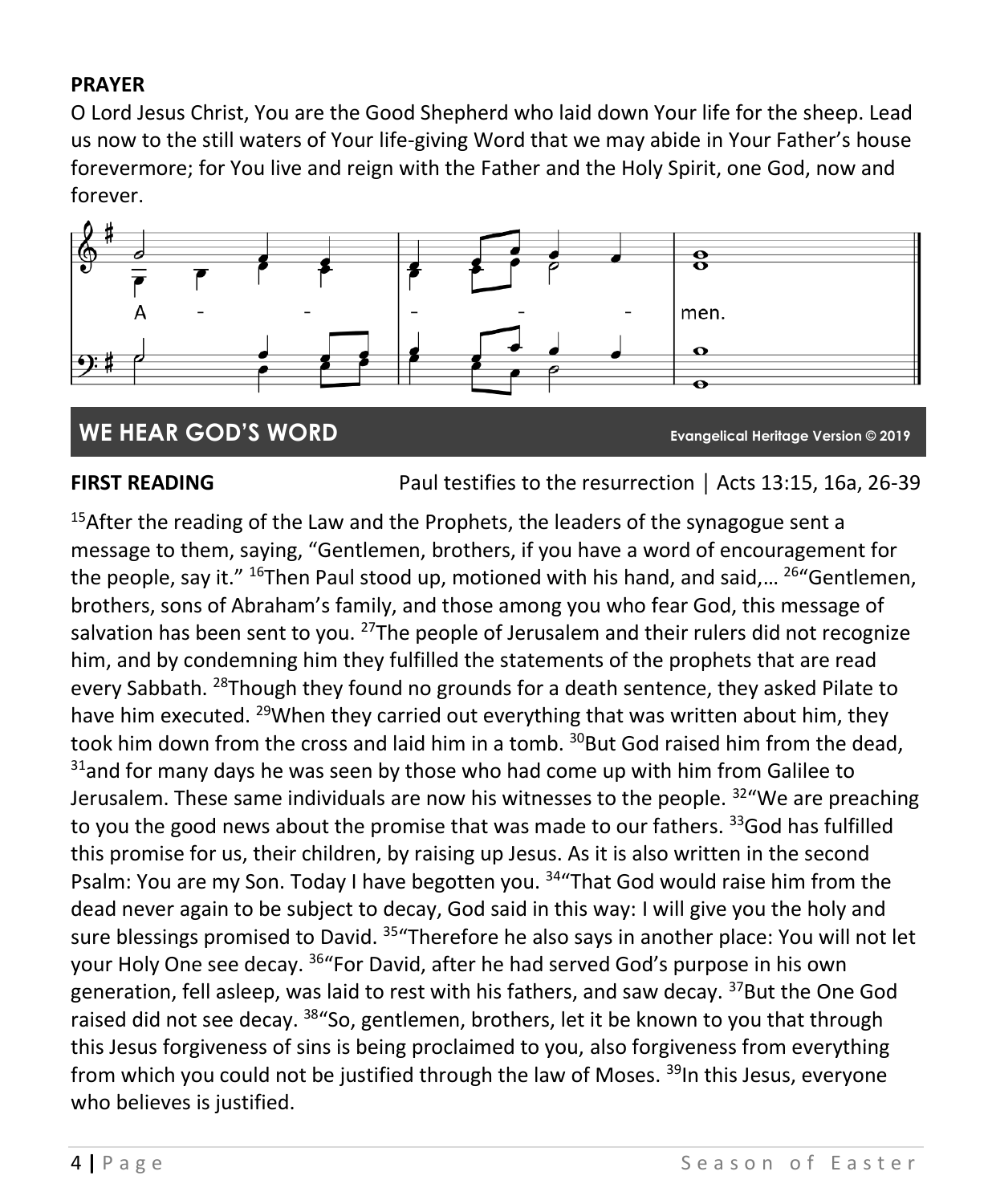**PRAYER**

O Lord Jesus Christ, You are the Good Shepherd who laid down Your life for the sheep. Lead us now to the still waters of Your life-giving Word that we may abide in Your Father's house forevermore; for You live and reign with the Father and the Holy Spirit, one God, now and forever.

A - - - - - men.

## WE HEAR GOD'S WORD

**Evangelical Heritage Version © 2019**

**FIRST READING** Paul testifies to the resurrection | Acts 13:15, 16a, 26-39

[15]After the reading of the Law and the Prophets, the leaders of the synagogue sent a message to them, saying, "Gentlemen, brothers, if you have a word of encouragement for the people, say it." [16]Then Paul stood up, motioned with his hand, and said,… [26]"Gentlemen, brothers, sons of Abraham's family, and those among you who fear God, this message of salvation has been sent to you. [27]The people of Jerusalem and their rulers did not recognize him, and by condemning him they fulfilled the statements of the prophets that are read every Sabbath. [28]Though they found no grounds for a death sentence, they asked Pilate to have him executed. [29]When they carried out everything that was written about him, they took him down from the cross and laid him in a tomb. [30]But God raised him from the dead, [31]and for many days he was seen by those who had come up with him from Galilee to Jerusalem. These same individuals are now his witnesses to the people. [32]"We are preaching to you the good news about the promise that was made to our fathers. [33]God has fulfilled this promise for us, their children, by raising up Jesus. As it is also written in the second Psalm: You are my Son. Today I have begotten you. [34]"That God would raise him from the dead never again to be subject to decay, God said in this way: I will give you the holy and sure blessings promised to David. [35]"Therefore he also says in another place: You will not let your Holy One see decay. [36]"For David, after he had served God's purpose in his own generation, fell asleep, was laid to rest with his fathers, and saw decay. [37]But the One God raised did not see decay. [38]"So, gentlemen, brothers, let it be known to you that through this Jesus forgiveness of sins is being proclaimed to you, also forgiveness from everything from which you could not be justified through the law of Moses. [39]In this Jesus, everyone who believes is justified.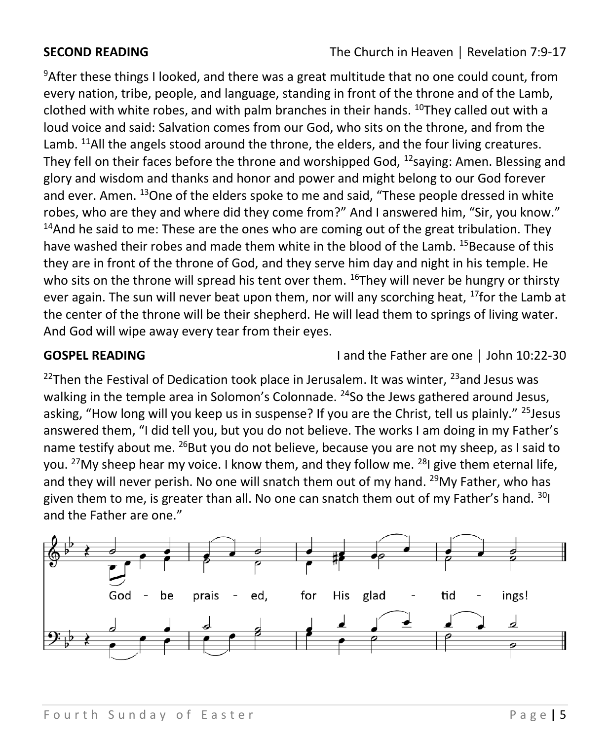**SECOND READING** The Church in Heaven | Revelation 7:9-17

[9]After these things I looked, and there was a great multitude that no one could count, from every nation, tribe, people, and language, standing in front of the throne and of the Lamb, clothed with white robes, and with palm branches in their hands. [10]They called out with a loud voice and said: Salvation comes from our God, who sits on the throne, and from the Lamb. [11]All the angels stood around the throne, the elders, and the four living creatures. They fell on their faces before the throne and worshipped God, [12]saying: Amen. Blessing and glory and wisdom and thanks and honor and power and might belong to our God forever and ever. Amen. [13]One of the elders spoke to me and said, “These people dressed in white robes, who are they and where did they come from?” And I answered him, “Sir, you know.” [14]And he said to me: These are the ones who are coming out of the great tribulation. They have washed their robes and made them white in the blood of the Lamb. [15]Because of this they are in front of the throne of God, and they serve him day and night in his temple. He who sits on the throne will spread his tent over them. [16]They will never be hungry or thirsty ever again. The sun will never beat upon them, nor will any scorching heat, [17]for the Lamb at the center of the throne will be their shepherd. He will lead them to springs of living water. And God will wipe away every tear from their eyes.

**GOSPEL READING** I and the Father are one | John 10:22-30

[22]Then the Festival of Dedication took place in Jerusalem. It was winter, [23]and Jesus was walking in the temple area in Solomon’s Colonnade. [24]So the Jews gathered around Jesus, asking, “How long will you keep us in suspense? If you are the Christ, tell us plainly.” [25]Jesus answered them, “I did tell you, but you do not believe. The works I am doing in my Father’s name testify about me. [26]But you do not believe, because you are not my sheep, as I said to you. [27]My sheep hear my voice. I know them, and they follow me. [28]I give them eternal life, and they will never perish. No one will snatch them out of my hand. [29]My Father, who has given them to me, is greater than all. No one can snatch them out of my Father’s hand. [30]I and the Father are one.”

God be praised, for His gladtidings!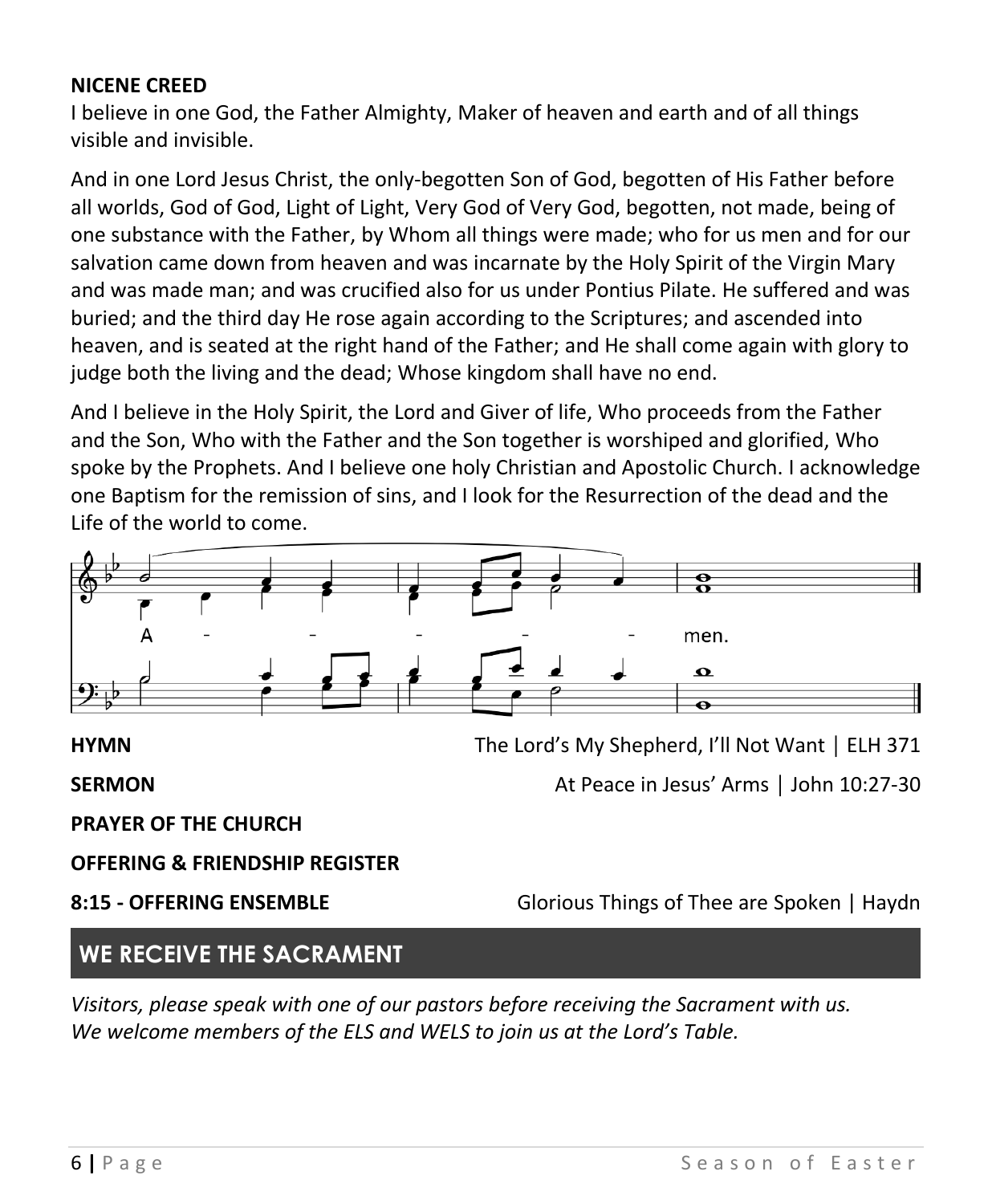**NICENE CREED**

I believe in one God, the Father Almighty, Maker of heaven and earth and of all things visible and invisible.

And in one Lord Jesus Christ, the only-begotten Son of God, begotten of His Father before all worlds, God of God, Light of Light, Very God of Very God, begotten, not made, being of one substance with the Father, by Whom all things were made; who for us men and for our salvation came down from heaven and was incarnate by the Holy Spirit of the Virgin Mary and was made man; and was crucified also for us under Pontius Pilate. He suffered and was buried; and the third day He rose again according to the Scriptures; and ascended into heaven, and is seated at the right hand of the Father; and He shall come again with glory to judge both the living and the dead; Whose kingdom shall have no end.

And I believe in the Holy Spirit, the Lord and Giver of life, Who proceeds from the Father and the Son, Who with the Father and the Son together is worshiped and glorified, Who spoke by the Prophets. And I believe one holy Christian and Apostolic Church. I acknowledge one Baptism for the remission of sins, and I look for the Resurrection of the dead and the Life of the world to come.

A - - - - - men.

**HYMN** The Lord's My Shepherd, I'll Not Want | ELH 371

**SERMON** At Peace in Jesus' Arms | John 10:27-30

**PRAYER OF THE CHURCH**

**OFFERING & FRIENDSHIP REGISTER**

**8:15 - OFFERING ENSEMBLE** Glorious Things of Thee are Spoken | Haydn

## WE RECEIVE THE SACRAMENT

*Visitors, please speak with one of our pastors before receiving the Sacrament with us. We welcome members of the ELS and WELS to join us at the Lord's Table.*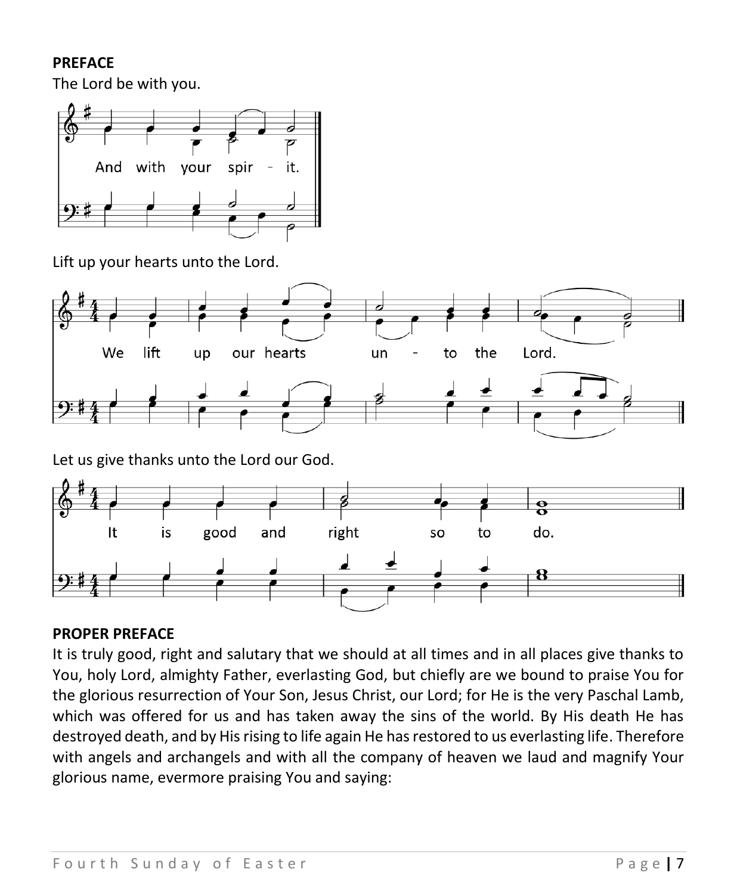**PREFACE**

The Lord be with you.

And with your spir - it.

Lift up your hearts unto the Lord.

We lift up our hearts un - to the Lord.

Let us give thanks unto the Lord our God.

It is good and right so to do.

**PROPER PREFACE**

It is truly good, right and salutary that we should at all times and in all places give thanks to You, holy Lord, almighty Father, everlasting God, but chiefly are we bound to praise You for the glorious resurrection of Your Son, Jesus Christ, our Lord; for He is the very Paschal Lamb, which was offered for us and has taken away the sins of the world. By His death He has destroyed death, and by His rising to life again He has restored to us everlasting life. Therefore with angels and archangels and with all the company of heaven we laud and magnify Your glorious name, evermore praising You and saying: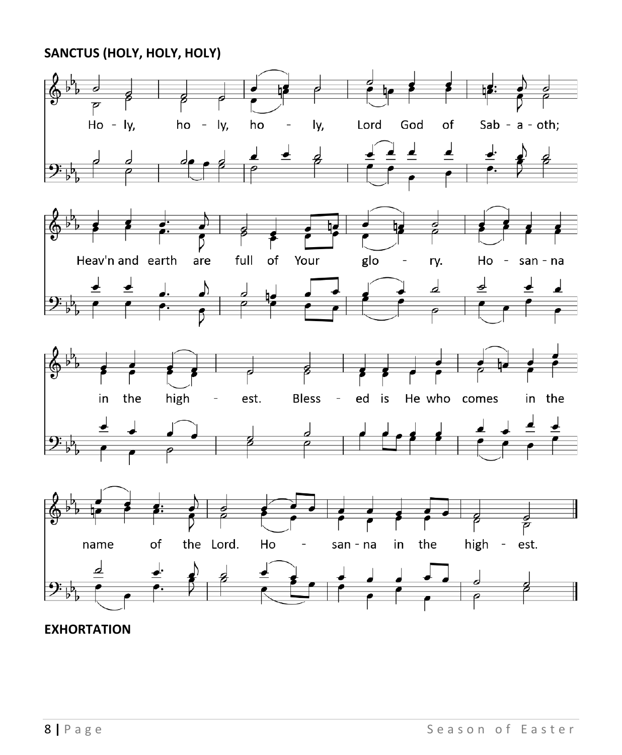**SANCTUS (HOLY, HOLY, HOLY)**

Ho - ly, ho - ly, ho - ly, Lord God of Sab - a - oth;

Heav'n and earth are full of Your glo - ry. Ho - san - na

in the high - est. Bless - ed is He who comes in the

name of the Lord. Ho - san - na in the high - est.

**EXHORTATION**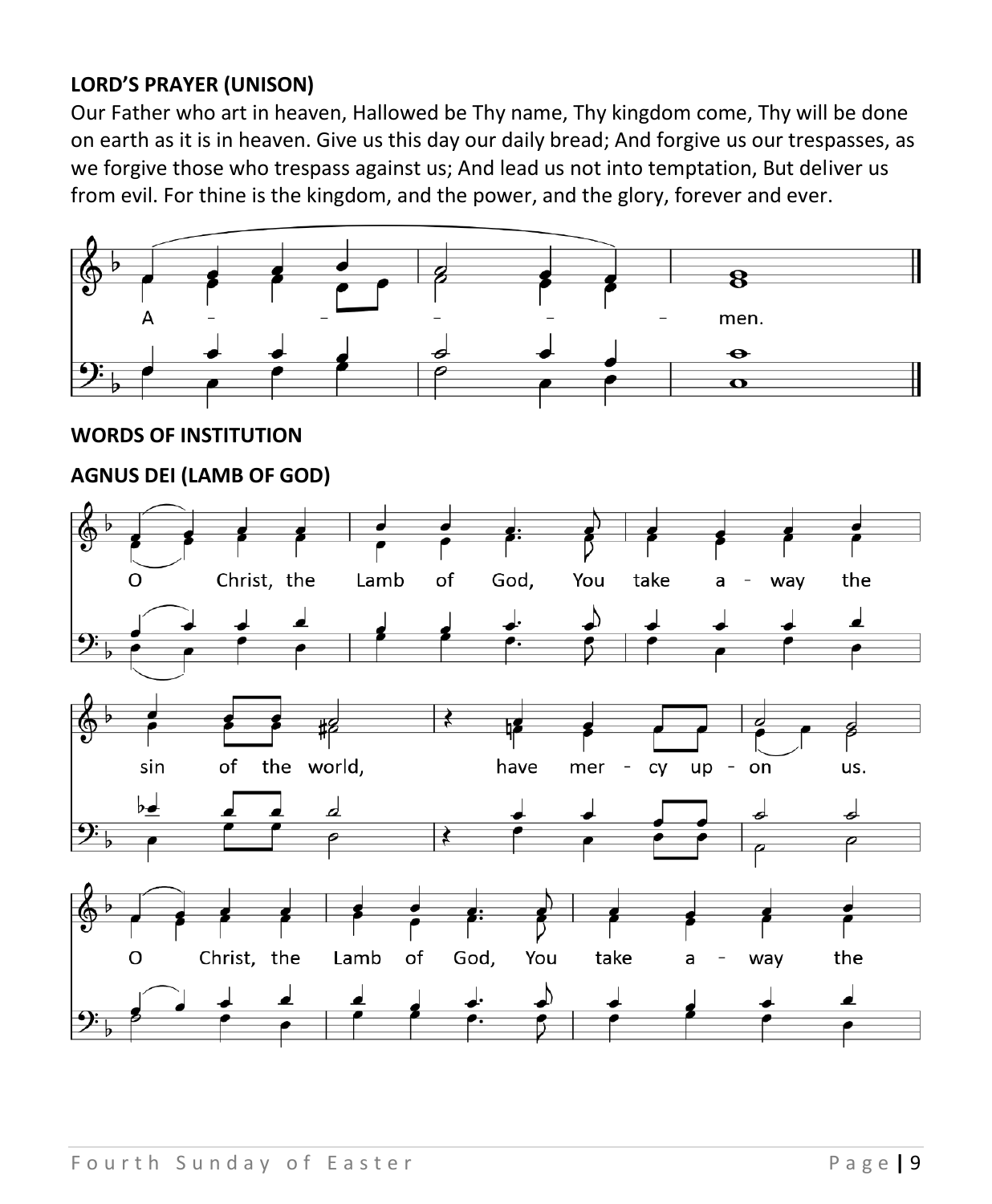**LORD'S PRAYER (UNISON)**

Our Father who art in heaven, Hallowed be Thy name, Thy kingdom come, Thy will be done on earth as it is in heaven. Give us this day our daily bread; And forgive us our trespasses, as we forgive those who trespass against us; And lead us not into temptation, But deliver us from evil. For thine is the kingdom, and the power, and the glory, forever and ever.

A - - - - - men.

**WORDS OF INSTITUTION**

**AGNUS DEI (LAMB OF GOD)**

O Christ, the Lamb of God, You take a - way the sin of the world, have mer - cy up - on us.

O Christ, the Lamb of God, You take a - way the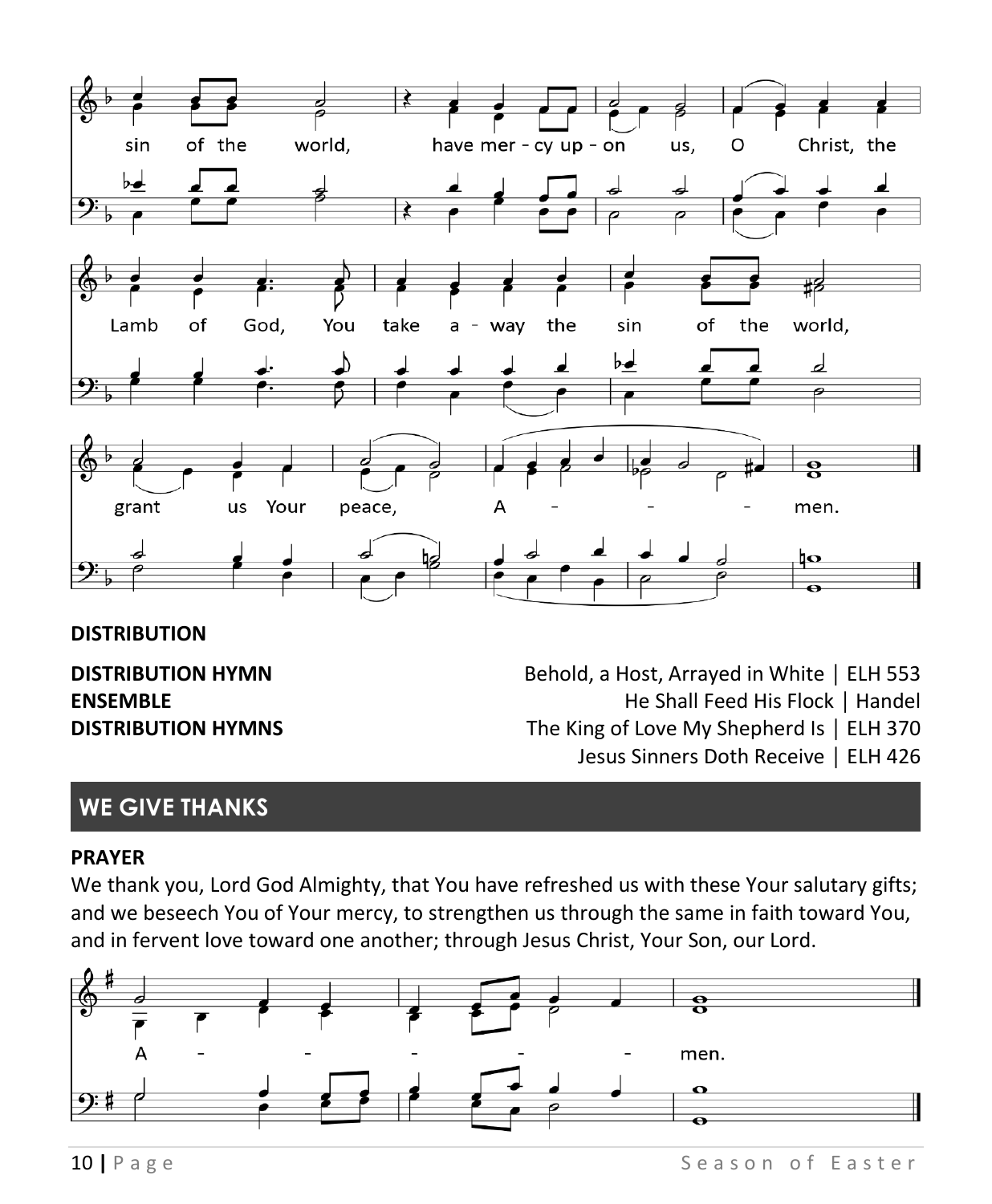sin of the world, have mer - cy up - on us, O Christ, the

Lamb of God, You take a - way the sin of the world,

grant us Your peace, A - - - men.

**DISTRIBUTION**

**DISTRIBUTION HYMN** Behold, a Host, Arrayed in White | ELH 553

**ENSEMBLE** He Shall Feed His Flock | Handel

**DISTRIBUTION HYMNS** The King of Love My Shepherd Is | ELH 370

Jesus Sinners Doth Receive | ELH 426

## WE GIVE THANKS

**PRAYER**

We thank you, Lord God Almighty, that You have refreshed us with these Your salutary gifts; and we beseech You of Your mercy, to strengthen us through the same in faith toward You, and in fervent love toward one another; through Jesus Christ, Your Son, our Lord.

A - - - - - men.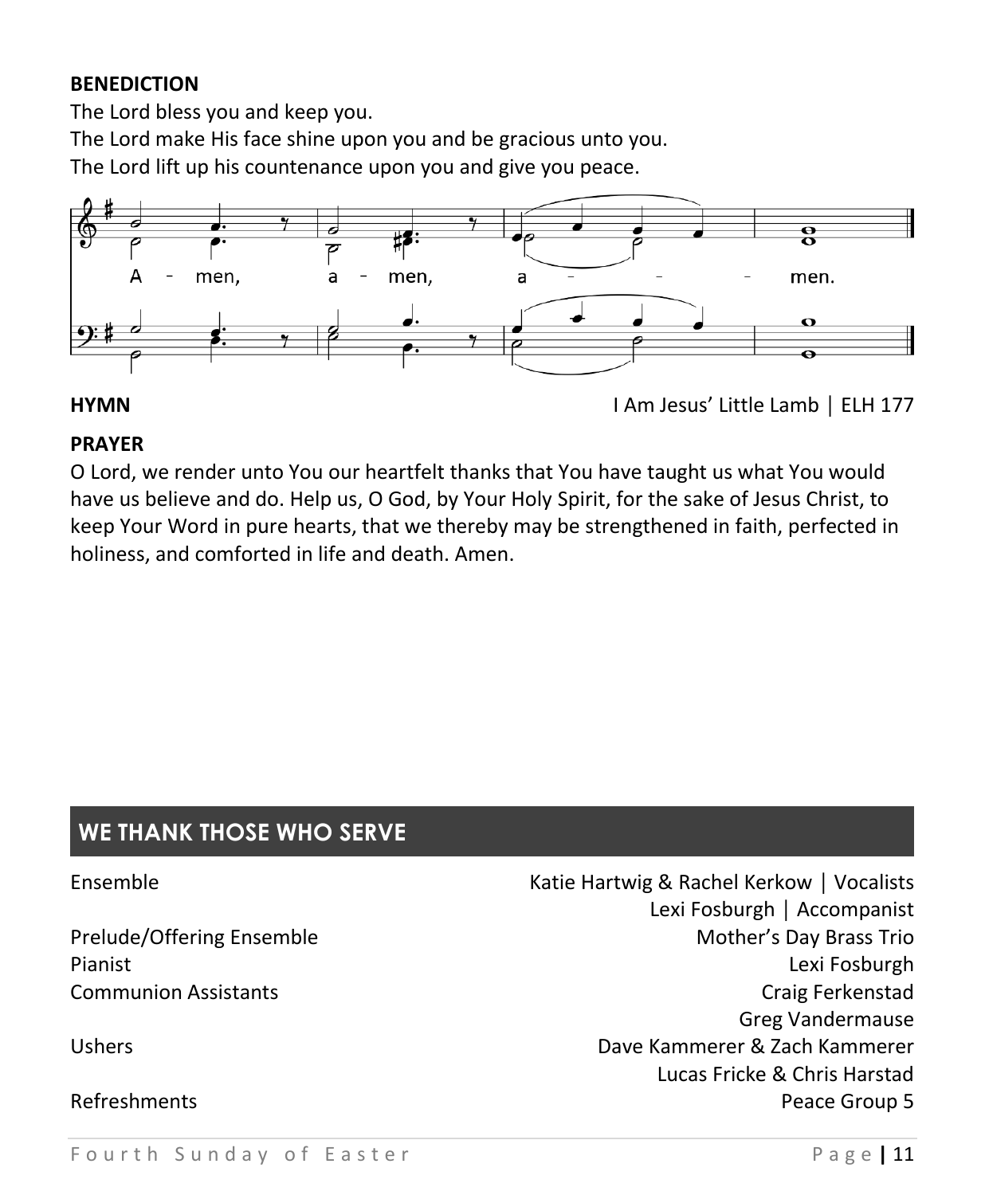**BENEDICTION**

The Lord bless you and keep you.
The Lord make His face shine upon you and be gracious unto you.
The Lord lift up his countenance upon you and give you peace.

A - men, a - men, a - - - men.

**HYMN** I Am Jesus' Little Lamb | ELH 177

**PRAYER**

O Lord, we render unto You our heartfelt thanks that You have taught us what You would have us believe and do. Help us, O God, by Your Holy Spirit, for the sake of Jesus Christ, to keep Your Word in pure hearts, that we thereby may be strengthened in faith, perfected in holiness, and comforted in life and death. Amen.

## WE THANK THOSE WHO SERVE

| | |
|---|---|
| Ensemble | Katie Hartwig & Rachel Kerkow \| Vocalists<br>Lexi Fosburgh \| Accompanist |
| Prelude/Offering Ensemble | Mother's Day Brass Trio |
| Pianist | Lexi Fosburgh |
| Communion Assistants | Craig Ferkenstad<br>Greg Vandermause |
| Ushers | Dave Kammerer & Zach Kammerer<br>Lucas Fricke & Chris Harstad |
| Refreshments | Peace Group 5 |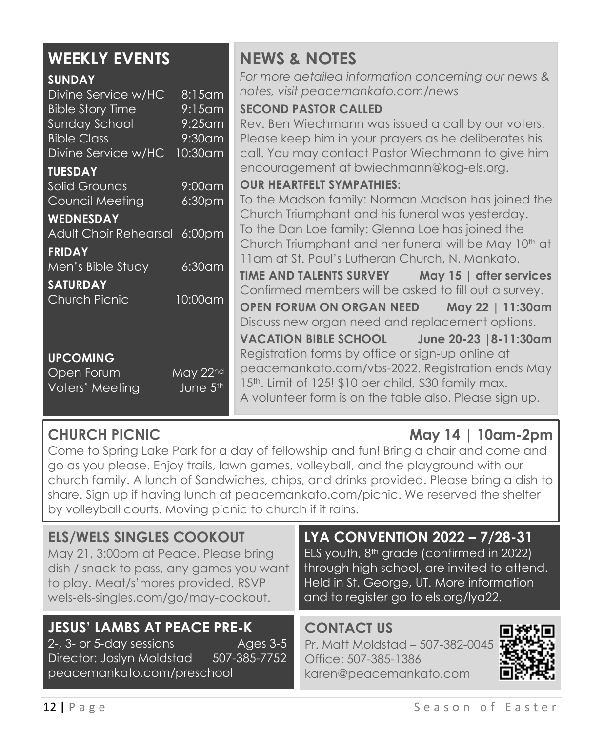## WEEKLY EVENTS

### SUNDAY

| | |
|---|---|
| Divine Service w/HC | 8:15am |
| Bible Story Time | 9:15am |
| Sunday School | 9:25am |
| Bible Class | 9:30am |
| Divine Service w/HC | 10:30am |

### TUESDAY

| | |
|---|---|
| Solid Grounds | 9:00am |
| Council Meeting | 6:30pm |

### WEDNESDAY

| | |
|---|---|
| Adult Choir Rehearsal | 6:00pm |

### FRIDAY

| | |
|---|---|
| Men's Bible Study | 6:30am |

### SATURDAY

| | |
|---|---|
| Church Picnic | 10:00am |

### UPCOMING

| | |
|---|---|
| Open Forum | May 22nd |
| Voters' Meeting | June 5th |

## NEWS & NOTES

*For more detailed information concerning our news & notes, visit peacemankato.com/news*

**SECOND PASTOR CALLED**
Rev. Ben Wiechmann was issued a call by our voters. Please keep him in your prayers as he deliberates his call. You may contact Pastor Wiechmann to give him encouragement at bwiechmann@kog-els.org.

**OUR HEARTFELT SYMPATHIES:**
To the Madson family: Norman Madson has joined the Church Triumphant and his funeral was yesterday.
To the Dan Loe family: Glenna Loe has joined the Church Triumphant and her funeral will be May 10th at 11am at St. Paul's Lutheran Church, N. Mankato.

**TIME AND TALENTS SURVEY — May 15 | after services**
Confirmed members will be asked to fill out a survey.

**OPEN FORUM ON ORGAN NEED — May 22 | 11:30am**
Discuss new organ need and replacement options.

**VACATION BIBLE SCHOOL — June 20-23 |8-11:30am**
Registration forms by office or sign-up online at peacemankato.com/vbs-2022. Registration ends May 15th. Limit of 125! $10 per child, $30 family max.
A volunteer form is on the table also. Please sign up.

## CHURCH PICNIC — May 14 | 10am-2pm

Come to Spring Lake Park for a day of fellowship and fun! Bring a chair and come and go as you please. Enjoy trails, lawn games, volleyball, and the playground with our church family. A lunch of Sandwiches, chips, and drinks provided. Please bring a dish to share. Sign up if having lunch at peacemankato.com/picnic. We reserved the shelter by volleyball courts. Moving picnic to church if it rains.

## ELS/WELS SINGLES COOKOUT

May 21, 3:00pm at Peace. Please bring dish / snack to pass, any games you want to play. Meat/s'mores provided. RSVP wels-els-singles.com/go/may-cookout.

## LYA CONVENTION 2022 – 7/28-31

ELS youth, 8th grade (confirmed in 2022) through high school, are invited to attend. Held in St. George, UT. More information and to register go to els.org/lya22.

## JESUS' LAMBS AT PEACE PRE-K

2-, 3- or 5-day sessions — Ages 3-5
Director: Joslyn Moldstad — 507-385-7752
peacemankato.com/preschool

## CONTACT US

Pr. Matt Moldstad – 507-382-0045
Office: 507-385-1386
karen@peacemankato.com